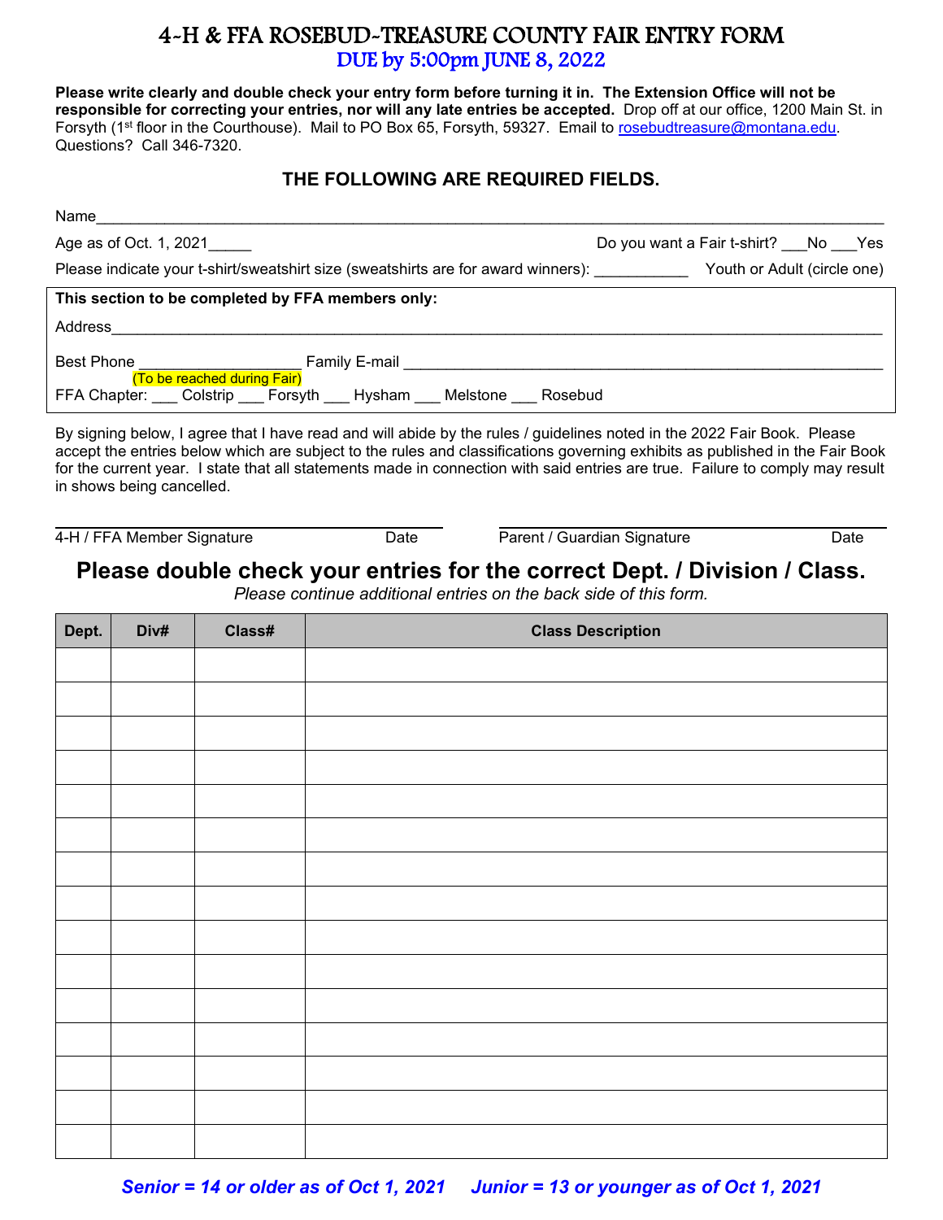# 4-H & FFA ROSEBUD-TREASURE COUNTY FAIR ENTRY FORM

## DUE by 5:00pm JUNE 8, 2022

**Please write clearly and double check your entry form before turning it in. The Extension Office will not be responsible for correcting your entries, nor will any late entries be accepted.** Drop off at our office, 1200 Main St. in Forsyth (1st floor in the Courthouse). Mail to PO Box 65, Forsyth, 59327. Email to rosebudtreasure@montana.edu. Questions? Call 346-7320.

### THE FOLLOWING ARE REQUIRED FIELDS.

Name_______________________________________________

Age as of Oct. 1, 2021_____ Do you want a Fair t-shirt? ___No ___Yes

Please indicate your t-shirt/sweatshirt size (sweatshirts are for award winners): ___________ Youth or Adult (circle one)

**This section to be completed by FFA members only:**

Address_______________________________________________

Best Phone ___________________ Family E-mail _______________________________
(To be reached during Fair)

FFA Chapter: ___ Colstrip ___ Forsyth ___ Hysham ___ Melstone ___ Rosebud

By signing below, I agree that I have read and will abide by the rules / guidelines noted in the 2022 Fair Book. Please accept the entries below which are subject to the rules and classifications governing exhibits as published in the Fair Book for the current year. I state that all statements made in connection with said entries are true. Failure to comply may result in shows being cancelled.

_______________________________ _______________________________
4-H / FFA Member Signature Date Parent / Guardian Signature Date

## Please double check your entries for the correct Dept. / Division / Class.

*Please continue additional entries on the back side of this form.*

| Dept. | Div# | Class# | Class Description |
|---|---|---|---|
| | | | |
| | | | |
| | | | |
| | | | |
| | | | |
| | | | |
| | | | |
| | | | |
| | | | |
| | | | |
| | | | |
| | | | |
| | | | |
| | | | |
| | | | |

***Senior = 14 or older as of Oct 1, 2021 Junior = 13 or younger as of Oct 1, 2021***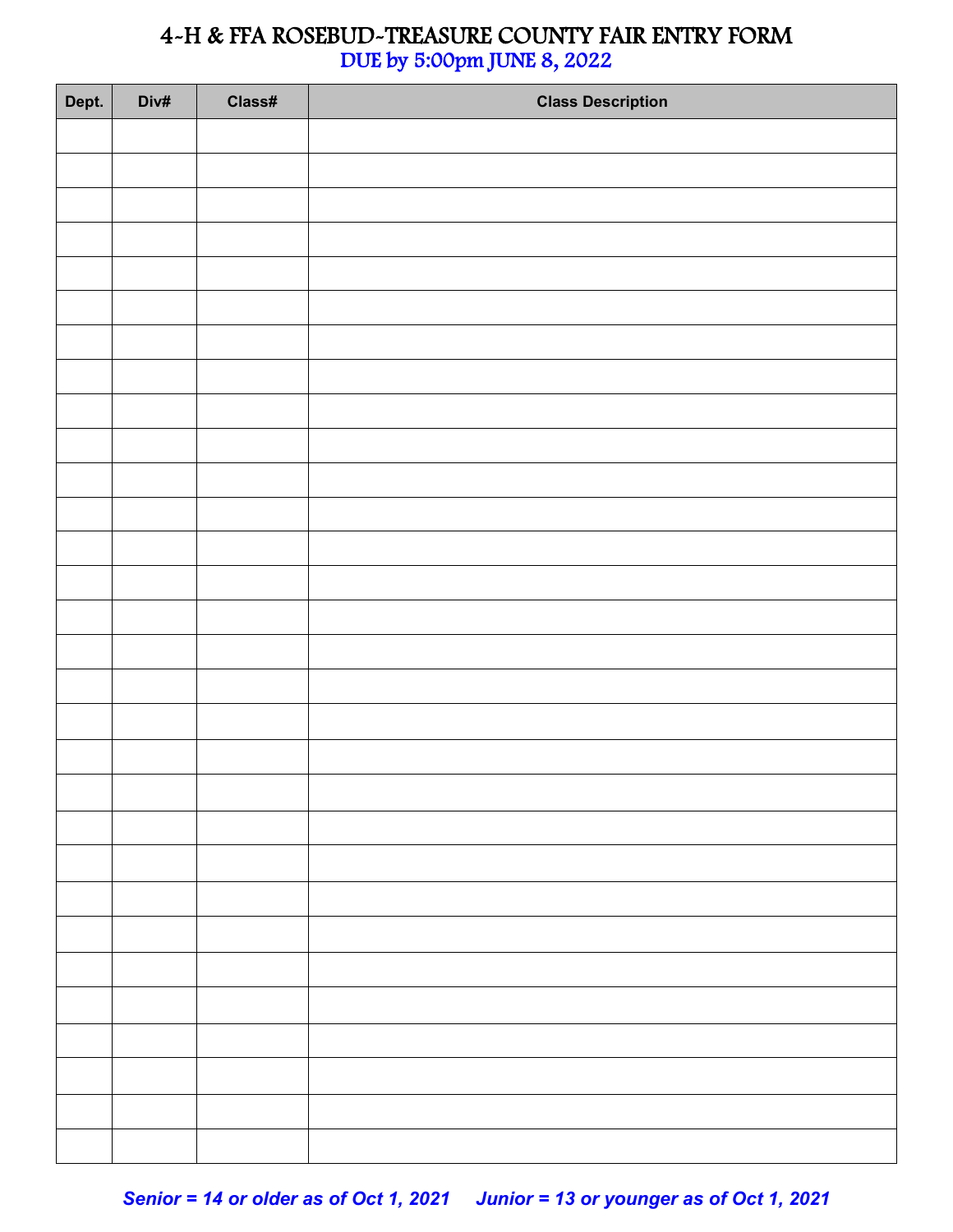# 4-H & FFA ROSEBUD-TREASURE COUNTY FAIR ENTRY FORM

DUE by 5:00pm JUNE 8, 2022

| Dept. | Div# | Class# | Class Description |
|---|---|---|---|
| | | | |
| | | | |
| | | | |
| | | | |
| | | | |
| | | | |
| | | | |
| | | | |
| | | | |
| | | | |
| | | | |
| | | | |
| | | | |
| | | | |
| | | | |
| | | | |
| | | | |
| | | | |
| | | | |
| | | | |
| | | | |
| | | | |
| | | | |
| | | | |
| | | | |
| | | | |
| | | | |
| | | | |
| | | | |
| | | | |
| | | | |

***Senior = 14 or older as of Oct 1, 2021    Junior = 13 or younger as of Oct 1, 2021***